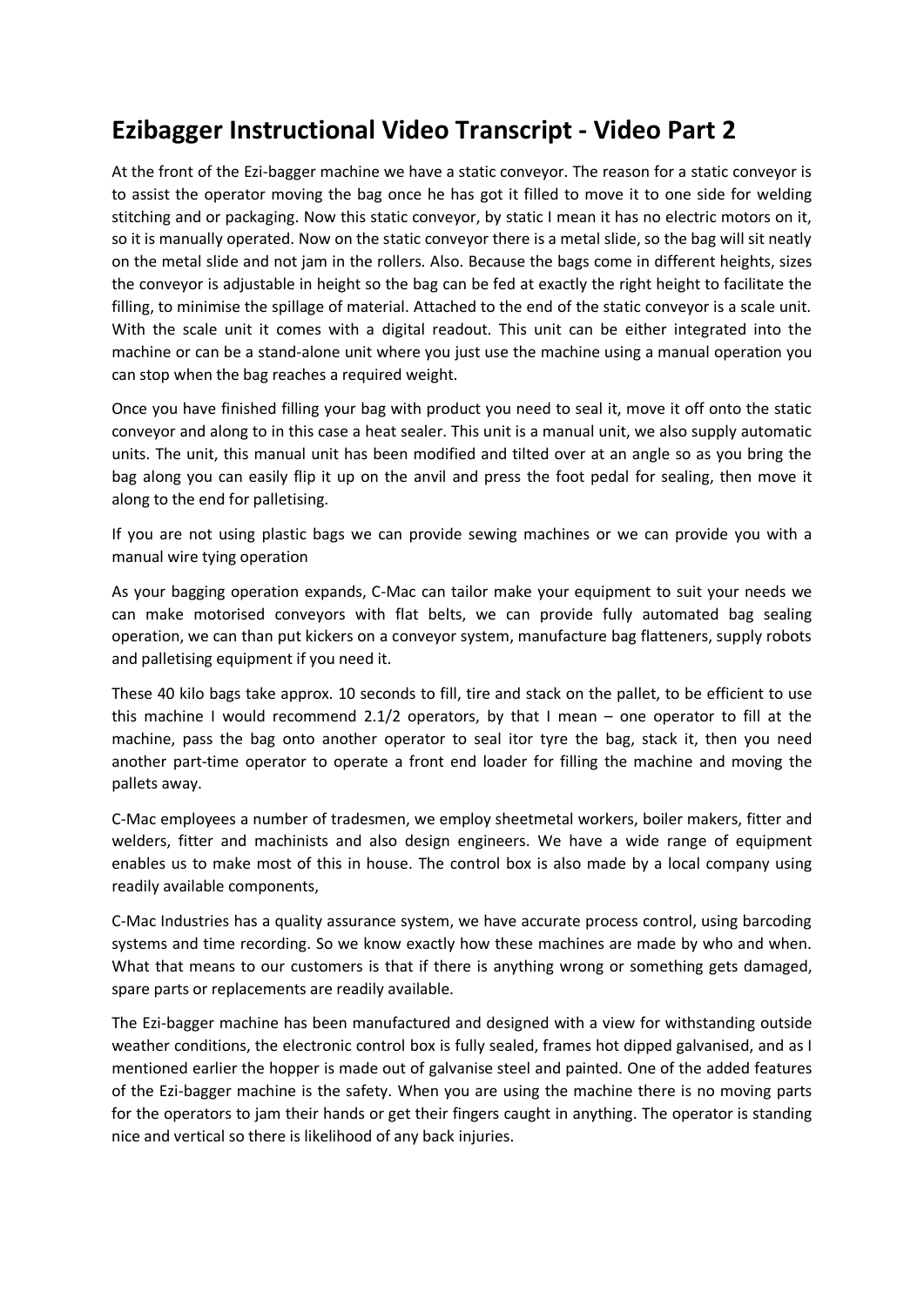# Ezibagger Instructional Video Transcript - Video Part 2

At the front of the Ezi-bagger machine we have a static conveyor. The reason for a static conveyor is to assist the operator moving the bag once he has got it filled to move it to one side for welding stitching and or packaging. Now this static conveyor, by static I mean it has no electric motors on it, so it is manually operated. Now on the static conveyor there is a metal slide, so the bag will sit neatly on the metal slide and not jam in the rollers. Also. Because the bags come in different heights, sizes the conveyor is adjustable in height so the bag can be fed at exactly the right height to facilitate the filling, to minimise the spillage of material. Attached to the end of the static conveyor is a scale unit. With the scale unit it comes with a digital readout. This unit can be either integrated into the machine or can be a stand-alone unit where you just use the machine using a manual operation you can stop when the bag reaches a required weight.

Once you have finished filling your bag with product you need to seal it, move it off onto the static conveyor and along to in this case a heat sealer. This unit is a manual unit, we also supply automatic units. The unit, this manual unit has been modified and tilted over at an angle so as you bring the bag along you can easily flip it up on the anvil and press the foot pedal for sealing, then move it along to the end for palletising.

If you are not using plastic bags we can provide sewing machines or we can provide you with a manual wire tying operation

As your bagging operation expands, C-Mac can tailor make your equipment to suit your needs we can make motorised conveyors with flat belts, we can provide fully automated bag sealing operation, we can than put kickers on a conveyor system, manufacture bag flatteners, supply robots and palletising equipment if you need it.

These 40 kilo bags take approx. 10 seconds to fill, tire and stack on the pallet, to be efficient to use this machine I would recommend 2.1/2 operators, by that I mean – one operator to fill at the machine, pass the bag onto another operator to seal itor tyre the bag, stack it, then you need another part-time operator to operate a front end loader for filling the machine and moving the pallets away.

C-Mac employees a number of tradesmen, we employ sheetmetal workers, boiler makers, fitter and welders, fitter and machinists and also design engineers. We have a wide range of equipment enables us to make most of this in house. The control box is also made by a local company using readily available components,

C-Mac Industries has a quality assurance system, we have accurate process control, using barcoding systems and time recording. So we know exactly how these machines are made by who and when. What that means to our customers is that if there is anything wrong or something gets damaged, spare parts or replacements are readily available.

The Ezi-bagger machine has been manufactured and designed with a view for withstanding outside weather conditions, the electronic control box is fully sealed, frames hot dipped galvanised, and as I mentioned earlier the hopper is made out of galvanise steel and painted. One of the added features of the Ezi-bagger machine is the safety. When you are using the machine there is no moving parts for the operators to jam their hands or get their fingers caught in anything. The operator is standing nice and vertical so there is likelihood of any back injuries.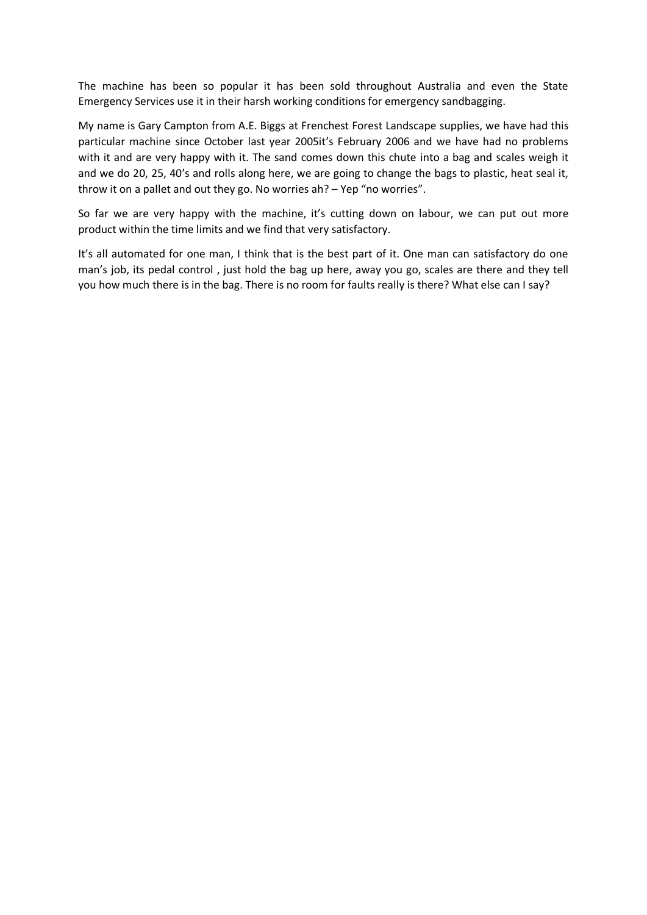The machine has been so popular it has been sold throughout Australia and even the State Emergency Services use it in their harsh working conditions for emergency sandbagging.

My name is Gary Campton from A.E. Biggs at Frenchest Forest Landscape supplies, we have had this particular machine since October last year 2005it's February 2006 and we have had no problems with it and are very happy with it. The sand comes down this chute into a bag and scales weigh it and we do 20, 25, 40's and rolls along here, we are going to change the bags to plastic, heat seal it, throw it on a pallet and out they go. No worries ah? – Yep "no worries".

So far we are very happy with the machine, it's cutting down on labour, we can put out more product within the time limits and we find that very satisfactory.

It's all automated for one man, I think that is the best part of it. One man can satisfactory do one man's job, its pedal control , just hold the bag up here, away you go, scales are there and they tell you how much there is in the bag. There is no room for faults really is there? What else can I say?